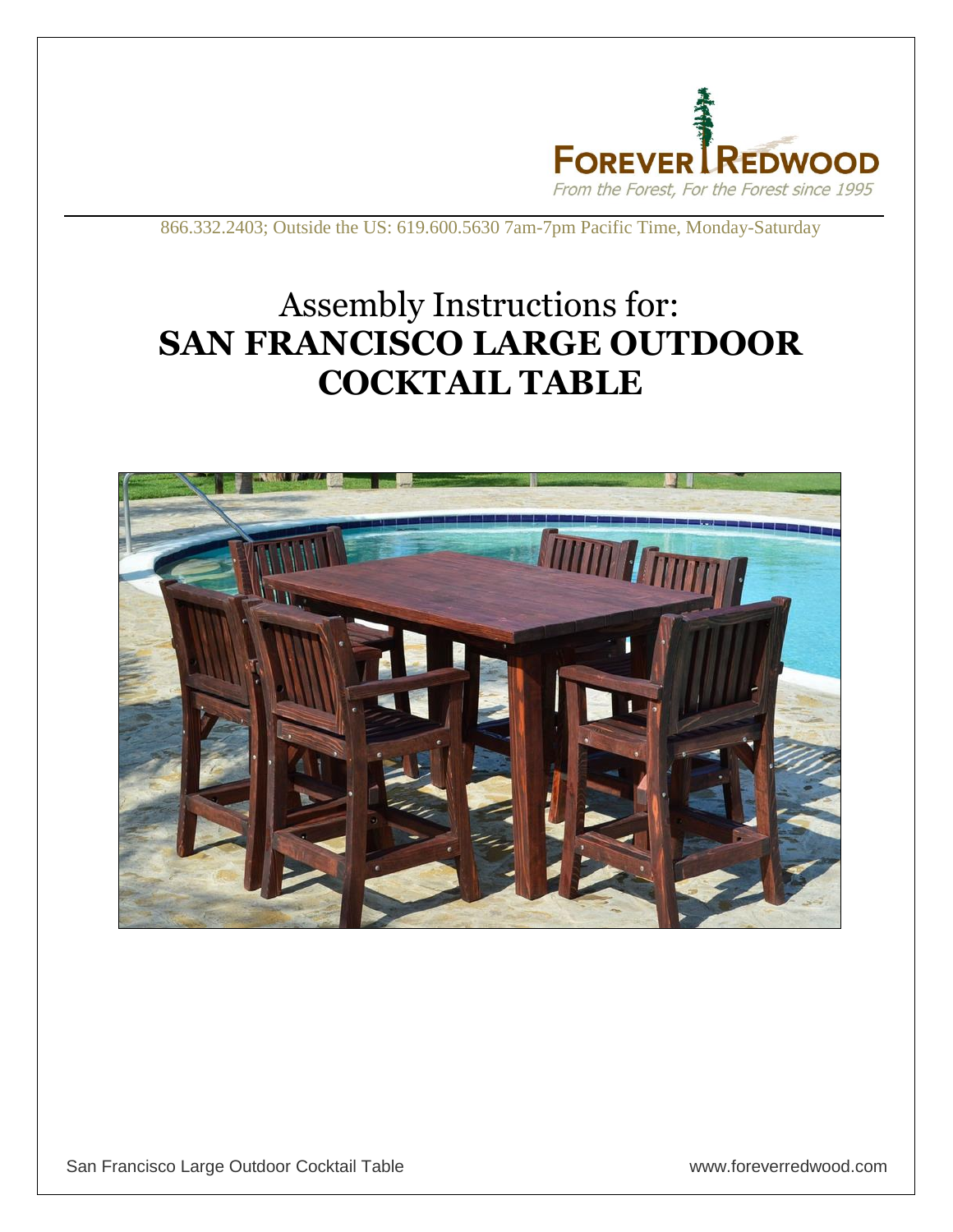FOREVER REDWOOD

*From the Forest, For the Forest since 1995*

866.332.2403; Outside the US: 619.600.5630 7am-7pm Pacific Time, Monday-Saturday

# Assembly Instructions for:
# SAN FRANCISCO LARGE OUTDOOR COCKTAIL TABLE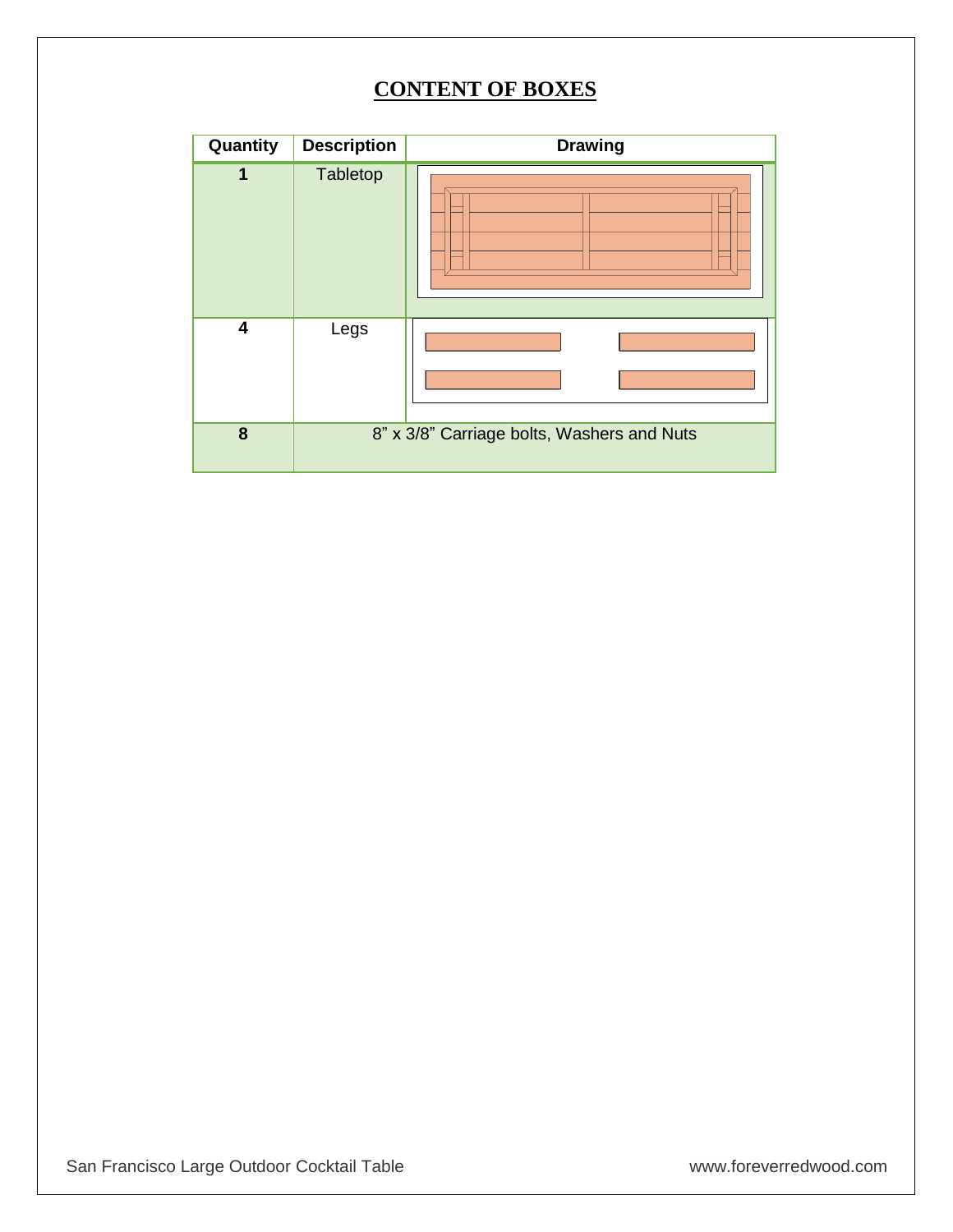## CONTENT OF BOXES

| Quantity | Description | Drawing |
|---|---|---|
| 1 | Tabletop | |
| 4 | Legs | |
| 8 | 8" x 3/8" Carriage bolts, Washers and Nuts | |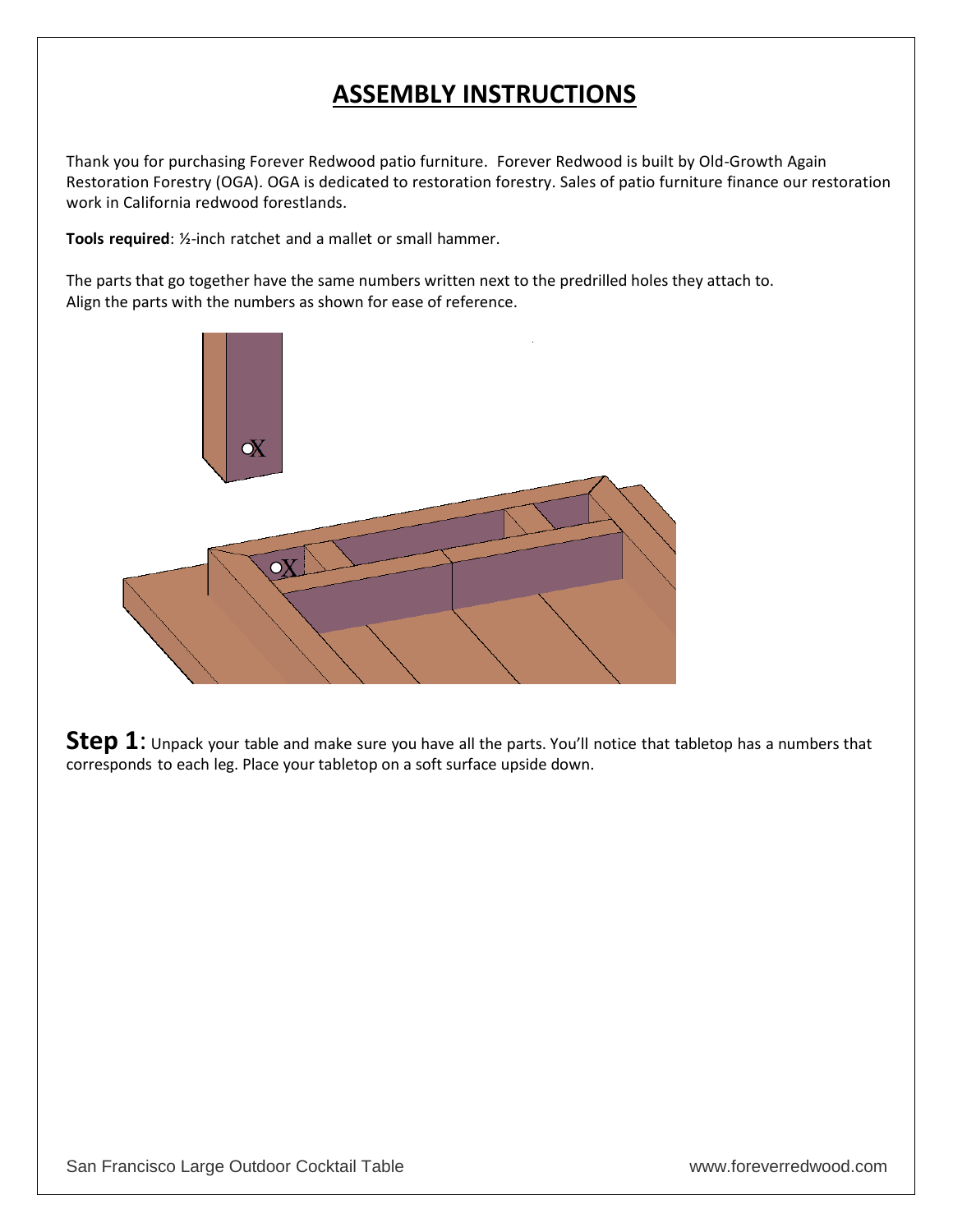# ASSEMBLY INSTRUCTIONS

Thank you for purchasing Forever Redwood patio furniture. Forever Redwood is built by Old-Growth Again Restoration Forestry (OGA). OGA is dedicated to restoration forestry. Sales of patio furniture finance our restoration work in California redwood forestlands.

**Tools required**: ½-inch ratchet and a mallet or small hammer.

The parts that go together have the same numbers written next to the predrilled holes they attach to. Align the parts with the numbers as shown for ease of reference.

**Step 1**: Unpack your table and make sure you have all the parts. You'll notice that tabletop has a numbers that corresponds to each leg. Place your tabletop on a soft surface upside down.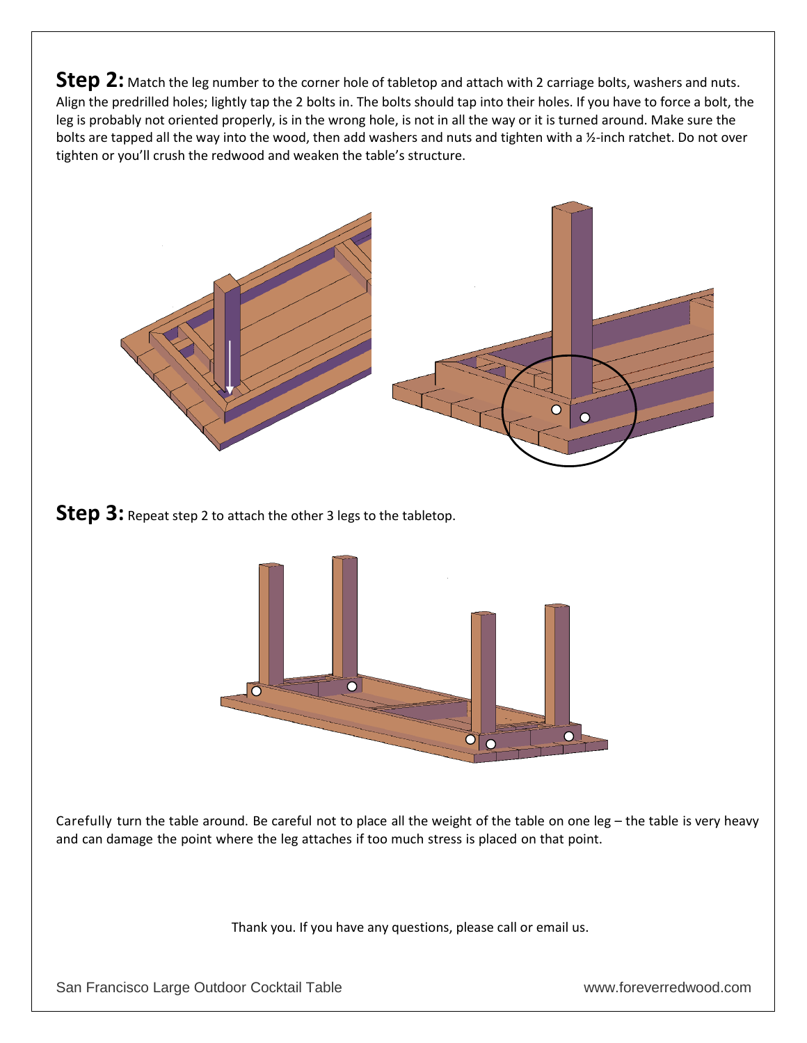**Step 2:** Match the leg number to the corner hole of tabletop and attach with 2 carriage bolts, washers and nuts. Align the predrilled holes; lightly tap the 2 bolts in. The bolts should tap into their holes. If you have to force a bolt, the leg is probably not oriented properly, is in the wrong hole, is not in all the way or it is turned around. Make sure the bolts are tapped all the way into the wood, then add washers and nuts and tighten with a ½-inch ratchet. Do not over tighten or you'll crush the redwood and weaken the table's structure.

**Step 3:** Repeat step 2 to attach the other 3 legs to the tabletop.

Carefully turn the table around. Be careful not to place all the weight of the table on one leg – the table is very heavy and can damage the point where the leg attaches if too much stress is placed on that point.

Thank you. If you have any questions, please call or email us.